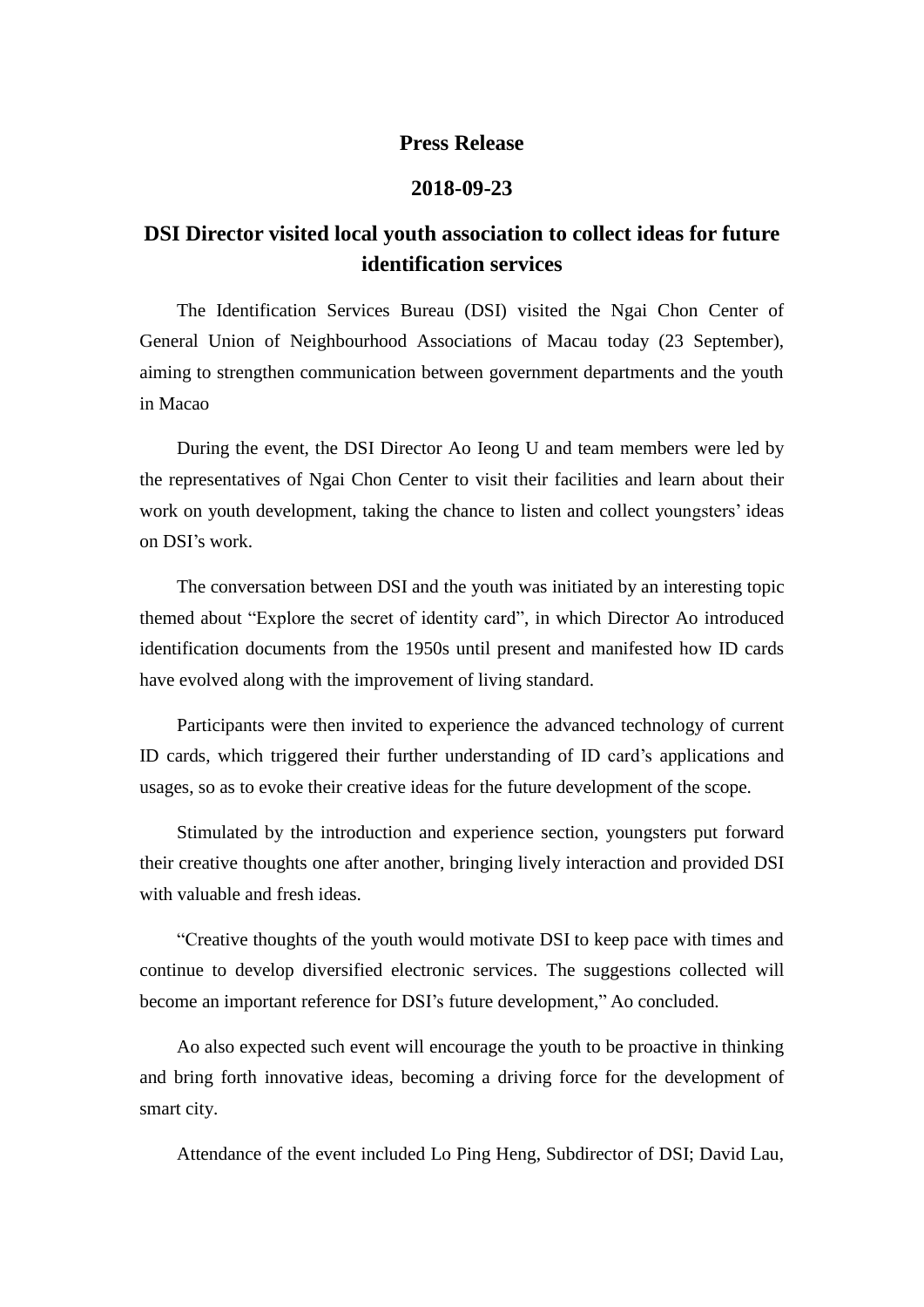**Press Release**

**2018-09-23**

# DSI Director visited local youth association to collect ideas for future identification services

The Identification Services Bureau (DSI) visited the Ngai Chon Center of General Union of Neighbourhood Associations of Macau today (23 September), aiming to strengthen communication between government departments and the youth in Macao

During the event, the DSI Director Ao Ieong U and team members were led by the representatives of Ngai Chon Center to visit their facilities and learn about their work on youth development, taking the chance to listen and collect youngsters' ideas on DSI's work.

The conversation between DSI and the youth was initiated by an interesting topic themed about "Explore the secret of identity card", in which Director Ao introduced identification documents from the 1950s until present and manifested how ID cards have evolved along with the improvement of living standard.

Participants were then invited to experience the advanced technology of current ID cards, which triggered their further understanding of ID card's applications and usages, so as to evoke their creative ideas for the future development of the scope.

Stimulated by the introduction and experience section, youngsters put forward their creative thoughts one after another, bringing lively interaction and provided DSI with valuable and fresh ideas.

"Creative thoughts of the youth would motivate DSI to keep pace with times and continue to develop diversified electronic services. The suggestions collected will become an important reference for DSI's future development," Ao concluded.

Ao also expected such event will encourage the youth to be proactive in thinking and bring forth innovative ideas, becoming a driving force for the development of smart city.

Attendance of the event included Lo Ping Heng, Subdirector of DSI; David Lau,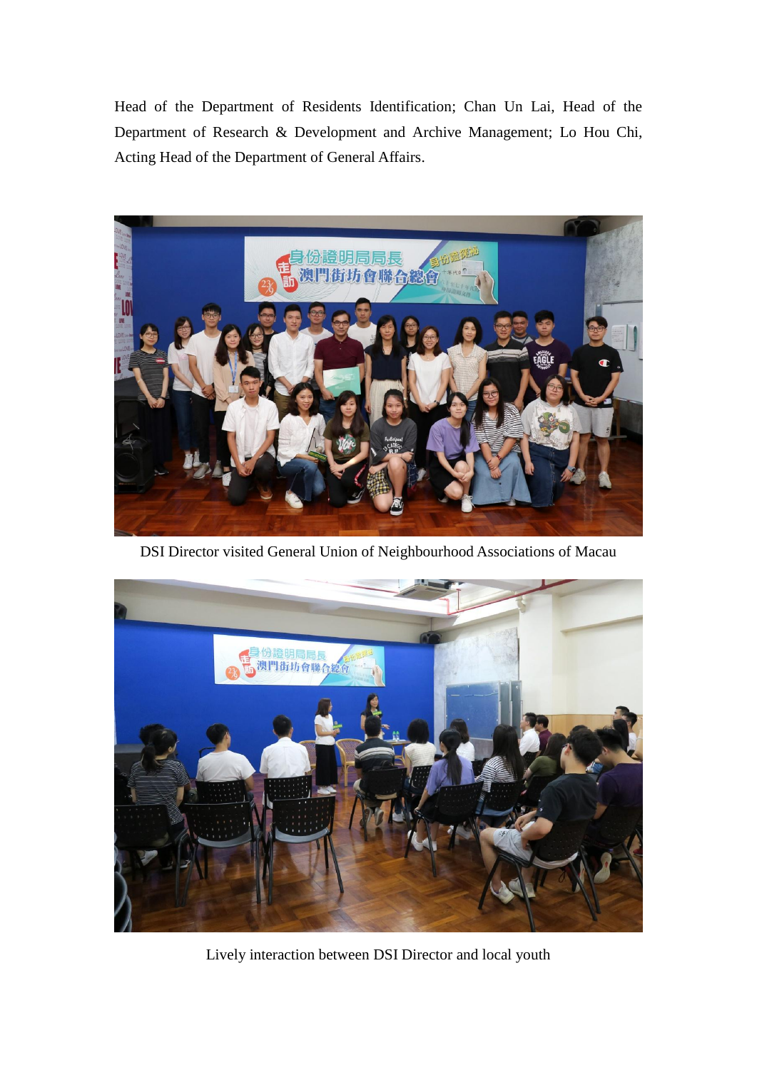Head of the Department of Residents Identification; Chan Un Lai, Head of the Department of Research & Development and Archive Management; Lo Hou Chi, Acting Head of the Department of General Affairs.

DSI Director visited General Union of Neighbourhood Associations of Macau

Lively interaction between DSI Director and local youth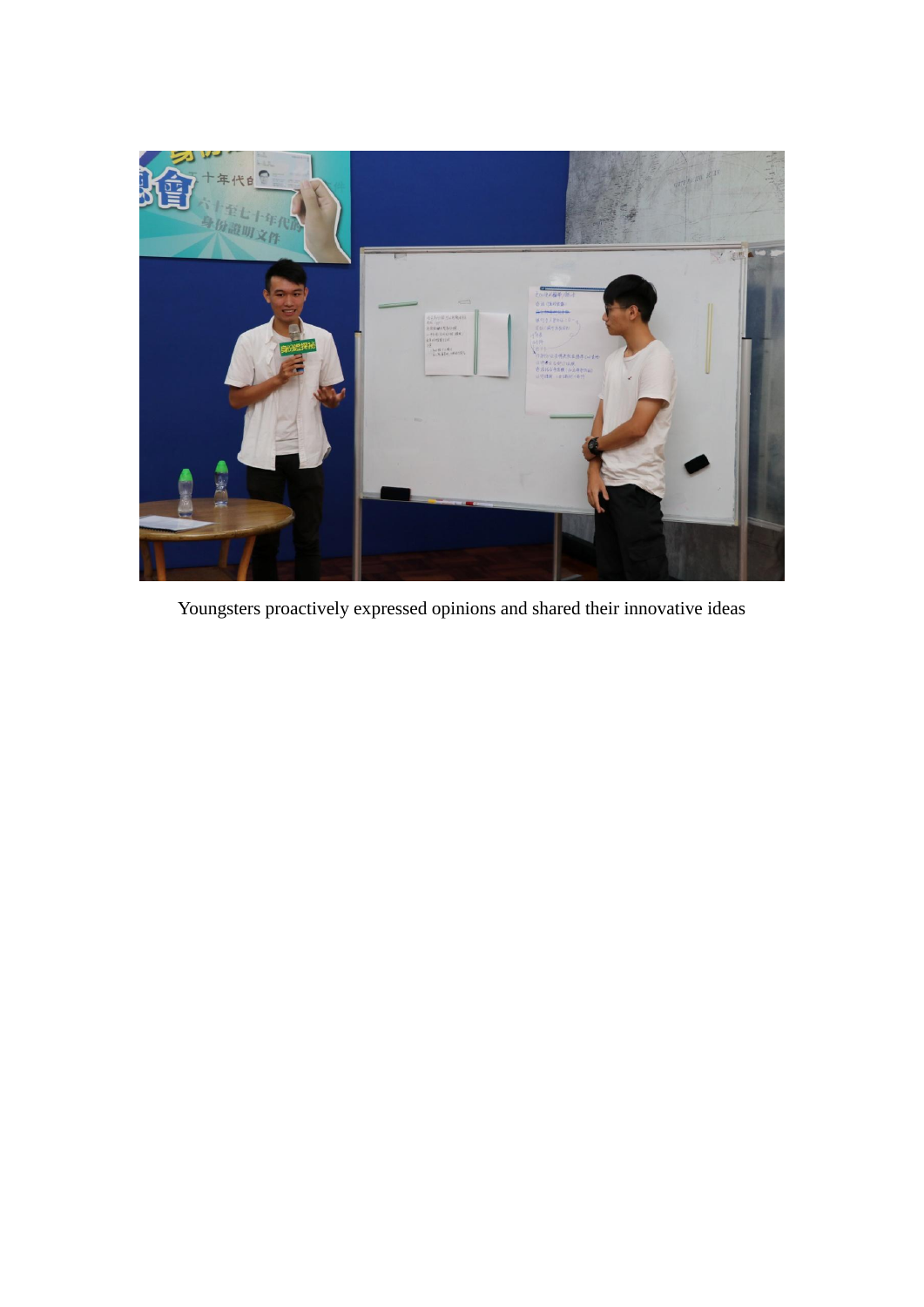Youngsters proactively expressed opinions and shared their innovative ideas